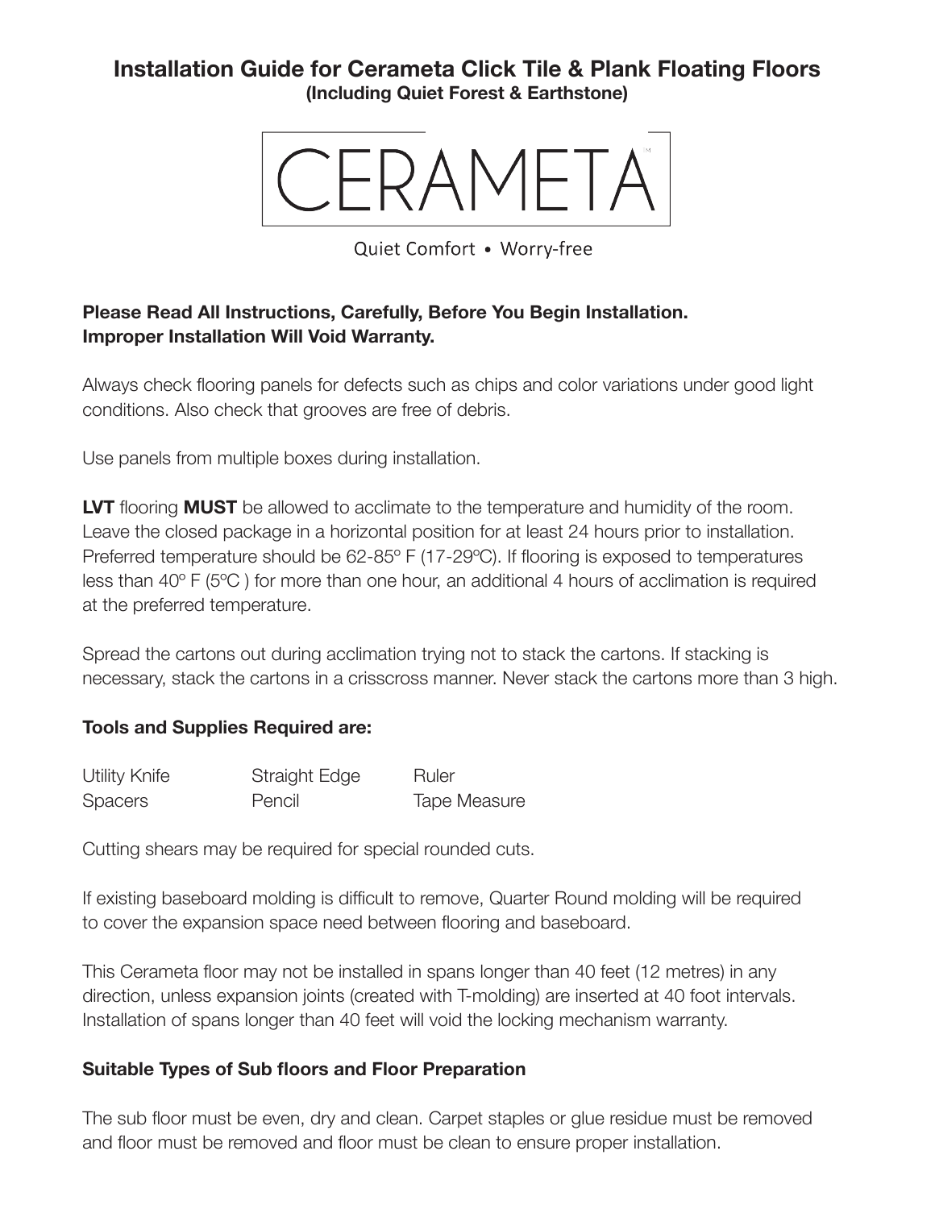# Installation Guide for Cerameta Click Tile & Plank Floating Floors
**(Including Quiet Forest & Earthstone)**

CERAMETA™

Quiet Comfort • Worry-free

**Please Read All Instructions, Carefully, Before You Begin Installation.**
**Improper Installation Will Void Warranty.**

Always check flooring panels for defects such as chips and color variations under good light conditions. Also check that grooves are free of debris.

Use panels from multiple boxes during installation.

**LVT** flooring **MUST** be allowed to acclimate to the temperature and humidity of the room. Leave the closed package in a horizontal position for at least 24 hours prior to installation. Preferred temperature should be 62-85º F (17-29ºC). If flooring is exposed to temperatures less than 40º F (5ºC ) for more than one hour, an additional 4 hours of acclimation is required at the preferred temperature.

Spread the cartons out during acclimation trying not to stack the cartons. If stacking is necessary, stack the cartons in a crisscross manner. Never stack the cartons more than 3 high.

**Tools and Supplies Required are:**

| | | |
|---|---|---|
| Utility Knife | Straight Edge | Ruler |
| Spacers | Pencil | Tape Measure |

Cutting shears may be required for special rounded cuts.

If existing baseboard molding is difficult to remove, Quarter Round molding will be required to cover the expansion space need between flooring and baseboard.

This Cerameta floor may not be installed in spans longer than 40 feet (12 metres) in any direction, unless expansion joints (created with T-molding) are inserted at 40 foot intervals. Installation of spans longer than 40 feet will void the locking mechanism warranty.

**Suitable Types of Sub floors and Floor Preparation**

The sub floor must be even, dry and clean. Carpet staples or glue residue must be removed and floor must be removed and floor must be clean to ensure proper installation.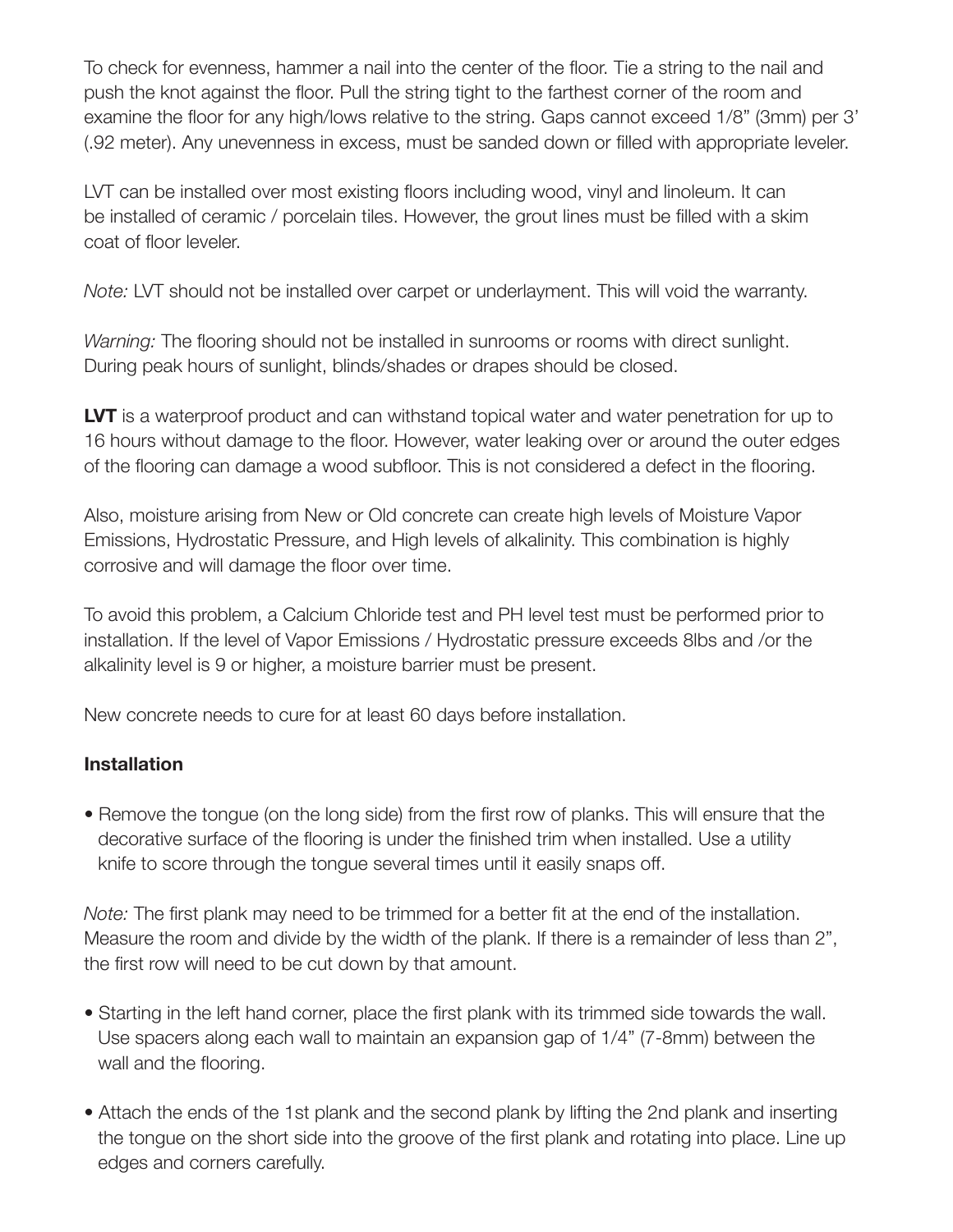To check for evenness, hammer a nail into the center of the floor. Tie a string to the nail and push the knot against the floor. Pull the string tight to the farthest corner of the room and examine the floor for any high/lows relative to the string. Gaps cannot exceed 1/8" (3mm) per 3' (.92 meter). Any unevenness in excess, must be sanded down or filled with appropriate leveler.

LVT can be installed over most existing floors including wood, vinyl and linoleum. It can be installed of ceramic / porcelain tiles. However, the grout lines must be filled with a skim coat of floor leveler.

*Note:* LVT should not be installed over carpet or underlayment. This will void the warranty.

*Warning:* The flooring should not be installed in sunrooms or rooms with direct sunlight. During peak hours of sunlight, blinds/shades or drapes should be closed.

**LVT** is a waterproof product and can withstand topical water and water penetration for up to 16 hours without damage to the floor. However, water leaking over or around the outer edges of the flooring can damage a wood subfloor. This is not considered a defect in the flooring.

Also, moisture arising from New or Old concrete can create high levels of Moisture Vapor Emissions, Hydrostatic Pressure, and High levels of alkalinity. This combination is highly corrosive and will damage the floor over time.

To avoid this problem, a Calcium Chloride test and PH level test must be performed prior to installation. If the level of Vapor Emissions / Hydrostatic pressure exceeds 8lbs and /or the alkalinity level is 9 or higher, a moisture barrier must be present.

New concrete needs to cure for at least 60 days before installation.

**Installation**

- Remove the tongue (on the long side) from the first row of planks. This will ensure that the decorative surface of the flooring is under the finished trim when installed. Use a utility knife to score through the tongue several times until it easily snaps off.

*Note:* The first plank may need to be trimmed for a better fit at the end of the installation. Measure the room and divide by the width of the plank. If there is a remainder of less than 2", the first row will need to be cut down by that amount.

- Starting in the left hand corner, place the first plank with its trimmed side towards the wall. Use spacers along each wall to maintain an expansion gap of 1/4" (7-8mm) between the wall and the flooring.
- Attach the ends of the 1st plank and the second plank by lifting the 2nd plank and inserting the tongue on the short side into the groove of the first plank and rotating into place. Line up edges and corners carefully.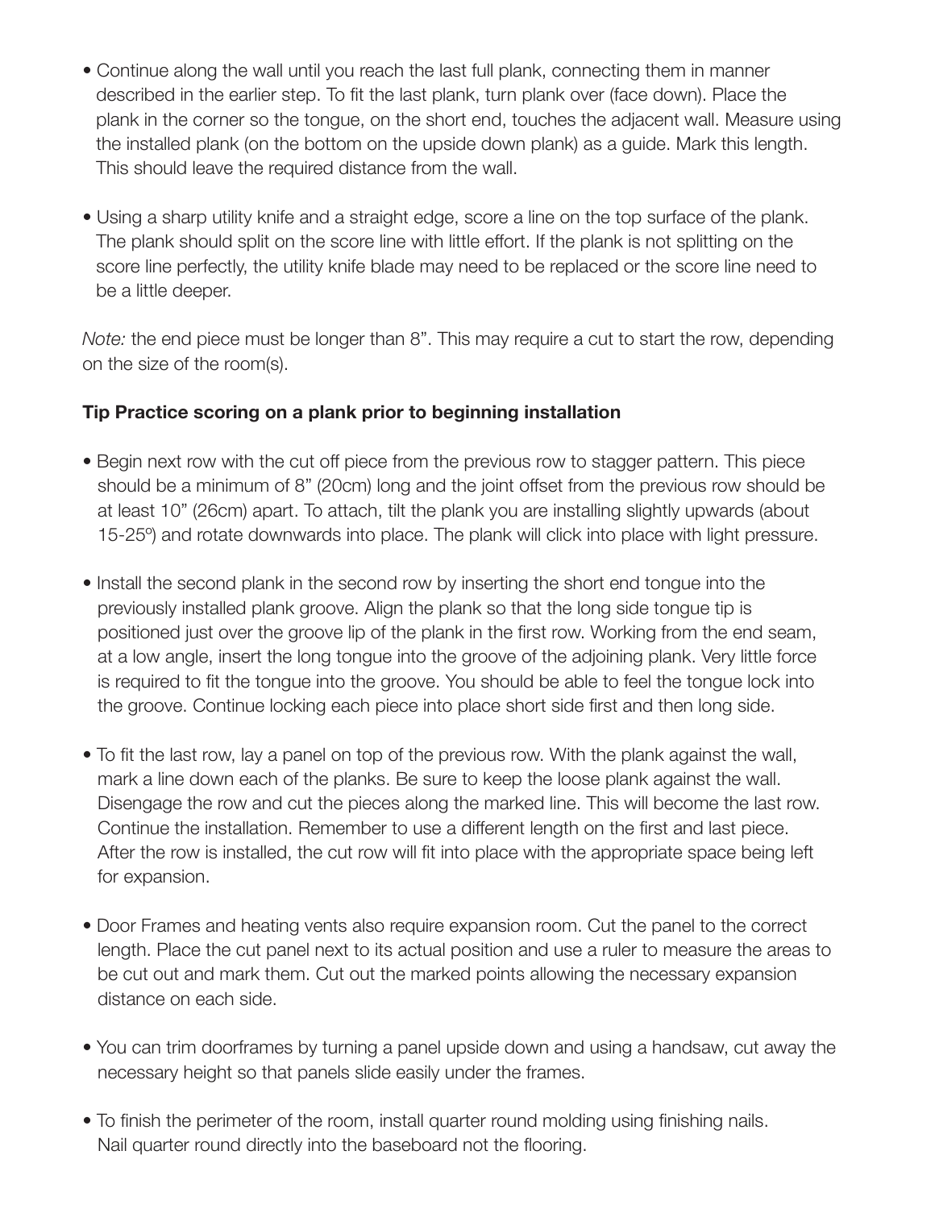- Continue along the wall until you reach the last full plank, connecting them in manner described in the earlier step. To fit the last plank, turn plank over (face down). Place the plank in the corner so the tongue, on the short end, touches the adjacent wall. Measure using the installed plank (on the bottom on the upside down plank) as a guide. Mark this length. This should leave the required distance from the wall.

- Using a sharp utility knife and a straight edge, score a line on the top surface of the plank. The plank should split on the score line with little effort. If the plank is not splitting on the score line perfectly, the utility knife blade may need to be replaced or the score line need to be a little deeper.

*Note:* the end piece must be longer than 8”. This may require a cut to start the row, depending on the size of the room(s).

**Tip Practice scoring on a plank prior to beginning installation**

- Begin next row with the cut off piece from the previous row to stagger pattern. This piece should be a minimum of 8” (20cm) long and the joint offset from the previous row should be at least 10” (26cm) apart. To attach, tilt the plank you are installing slightly upwards (about 15-25º) and rotate downwards into place. The plank will click into place with light pressure.

- Install the second plank in the second row by inserting the short end tongue into the previously installed plank groove. Align the plank so that the long side tongue tip is positioned just over the groove lip of the plank in the first row. Working from the end seam, at a low angle, insert the long tongue into the groove of the adjoining plank. Very little force is required to fit the tongue into the groove. You should be able to feel the tongue lock into the groove. Continue locking each piece into place short side first and then long side.

- To fit the last row, lay a panel on top of the previous row. With the plank against the wall, mark a line down each of the planks. Be sure to keep the loose plank against the wall. Disengage the row and cut the pieces along the marked line. This will become the last row. Continue the installation. Remember to use a different length on the first and last piece. After the row is installed, the cut row will fit into place with the appropriate space being left for expansion.

- Door Frames and heating vents also require expansion room. Cut the panel to the correct length. Place the cut panel next to its actual position and use a ruler to measure the areas to be cut out and mark them. Cut out the marked points allowing the necessary expansion distance on each side.

- You can trim doorframes by turning a panel upside down and using a handsaw, cut away the necessary height so that panels slide easily under the frames.

- To finish the perimeter of the room, install quarter round molding using finishing nails. Nail quarter round directly into the baseboard not the flooring.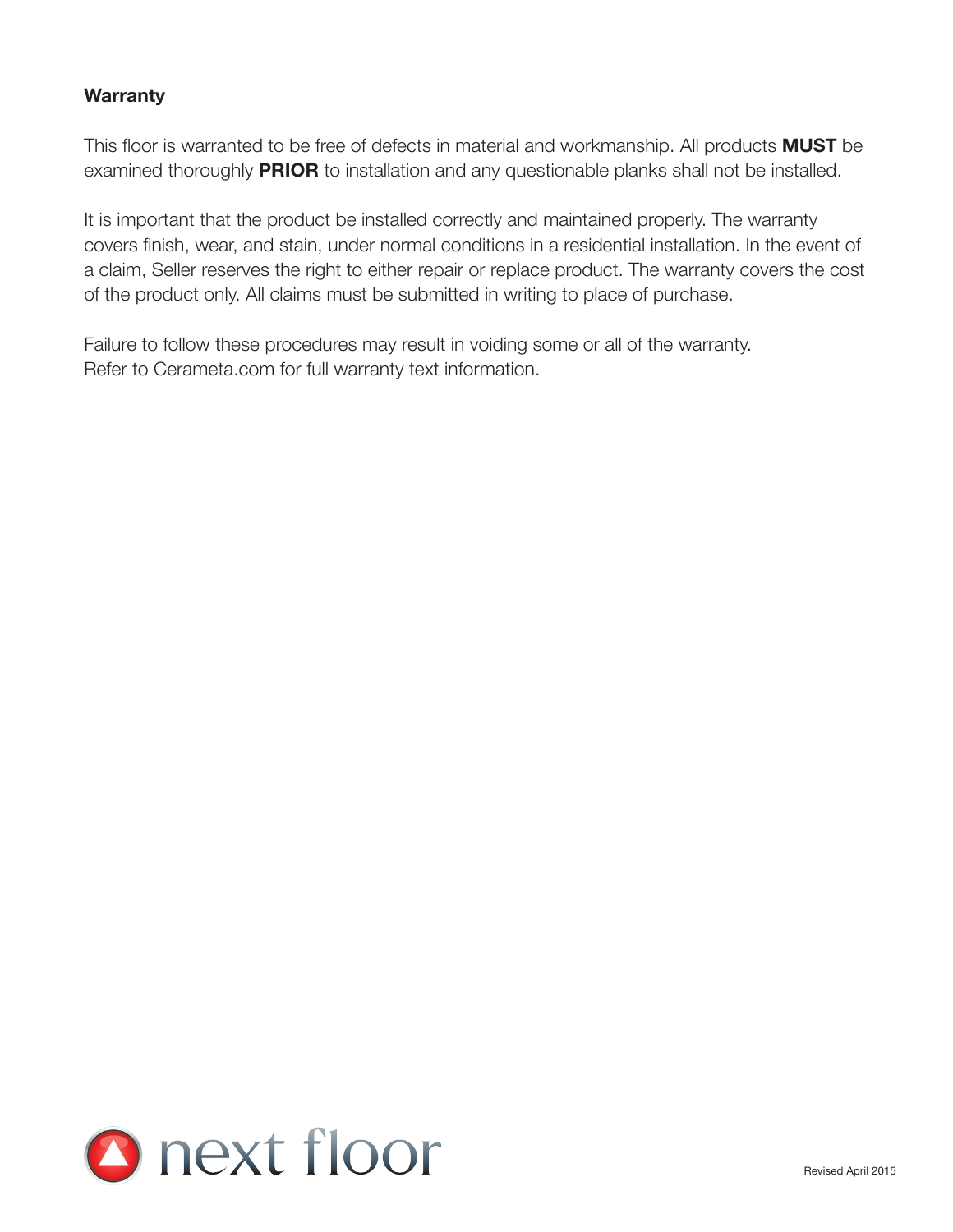**Warranty**

This floor is warranted to be free of defects in material and workmanship. All products **MUST** be examined thoroughly **PRIOR** to installation and any questionable planks shall not be installed.

It is important that the product be installed correctly and maintained properly. The warranty covers finish, wear, and stain, under normal conditions in a residential installation. In the event of a claim, Seller reserves the right to either repair or replace product. The warranty covers the cost of the product only. All claims must be submitted in writing to place of purchase.

Failure to follow these procedures may result in voiding some or all of the warranty.
Refer to Cerameta.com for full warranty text information.

next floor

Revised April 2015